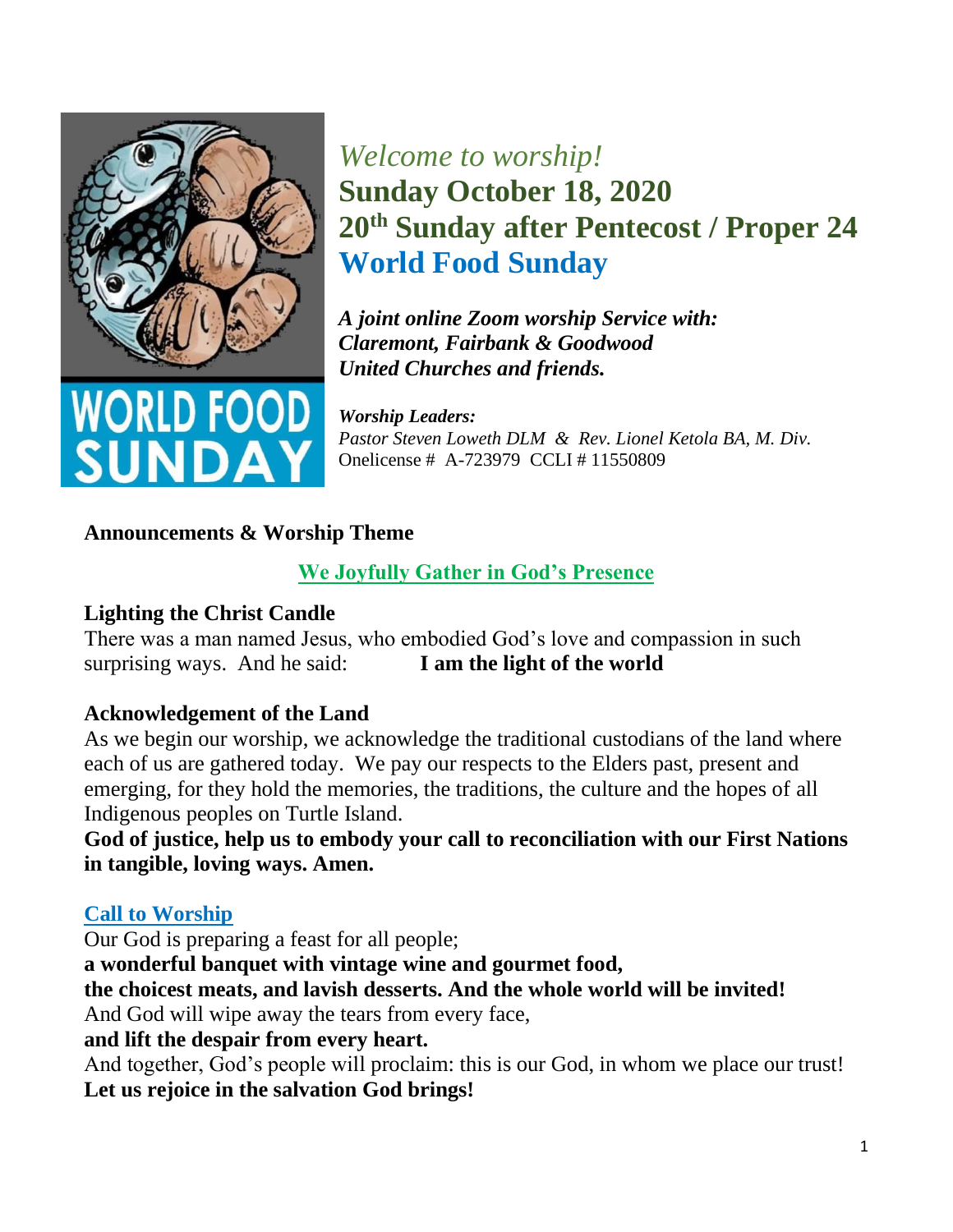*Welcome to worship!*

# Sunday October 18, 2020
# 20th Sunday after Pentecost / Proper 24
# World Food Sunday

***A joint online Zoom worship Service with: Claremont, Fairbank & Goodwood United Churches and friends.***

***Worship Leaders:***
*Pastor Steven Loweth DLM & Rev. Lionel Ketola BA, M. Div.*
Onelicense # A-723979 CCLI # 11550809

## Announcements & Worship Theme

### We Joyfully Gather in God's Presence

**Lighting the Christ Candle**

There was a man named Jesus, who embodied God's love and compassion in such surprising ways. And he said: **I am the light of the world**

**Acknowledgement of the Land**

As we begin our worship, we acknowledge the traditional custodians of the land where each of us are gathered today. We pay our respects to the Elders past, present and emerging, for they hold the memories, the traditions, the culture and the hopes of all Indigenous peoples on Turtle Island.

**God of justice, help us to embody your call to reconciliation with our First Nations in tangible, loving ways. Amen.**

**Call to Worship**

Our God is preparing a feast for all people;
**a wonderful banquet with vintage wine and gourmet food,**
**the choicest meats, and lavish desserts. And the whole world will be invited!**
And God will wipe away the tears from every face,
**and lift the despair from every heart.**
And together, God's people will proclaim: this is our God, in whom we place our trust!
**Let us rejoice in the salvation God brings!**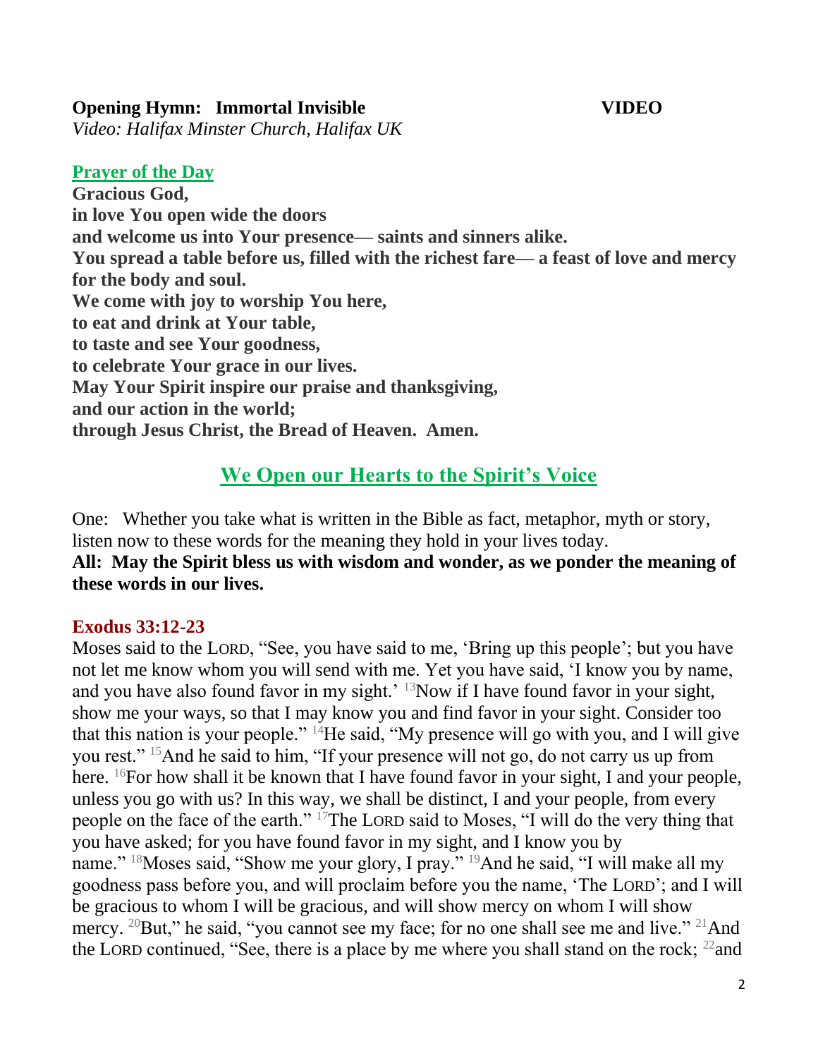**Opening Hymn: Immortal Invisible** **VIDEO**
*Video: Halifax Minster Church, Halifax UK*

**Prayer of the Day**

**Gracious God,**
**in love You open wide the doors**
**and welcome us into Your presence— saints and sinners alike.**
**You spread a table before us, filled with the richest fare— a feast of love and mercy for the body and soul.**
**We come with joy to worship You here,**
**to eat and drink at Your table,**
**to taste and see Your goodness,**
**to celebrate Your grace in our lives.**
**May Your Spirit inspire our praise and thanksgiving,**
**and our action in the world;**
**through Jesus Christ, the Bread of Heaven. Amen.**

## We Open our Hearts to the Spirit's Voice

One: Whether you take what is written in the Bible as fact, metaphor, myth or story, listen now to these words for the meaning they hold in your lives today.
**All: May the Spirit bless us with wisdom and wonder, as we ponder the meaning of these words in our lives.**

**Exodus 33:12-23**

Moses said to the LORD, "See, you have said to me, 'Bring up this people'; but you have not let me know whom you will send with me. Yet you have said, 'I know you by name, and you have also found favor in my sight.' [13]Now if I have found favor in your sight, show me your ways, so that I may know you and find favor in your sight. Consider too that this nation is your people." [14]He said, "My presence will go with you, and I will give you rest." [15]And he said to him, "If your presence will not go, do not carry us up from here. [16]For how shall it be known that I have found favor in your sight, I and your people, unless you go with us? In this way, we shall be distinct, I and your people, from every people on the face of the earth." [17]The LORD said to Moses, "I will do the very thing that you have asked; for you have found favor in my sight, and I know you by name." [18]Moses said, "Show me your glory, I pray." [19]And he said, "I will make all my goodness pass before you, and will proclaim before you the name, 'The LORD'; and I will be gracious to whom I will be gracious, and will show mercy on whom I will show mercy. [20]But," he said, "you cannot see my face; for no one shall see me and live." [21]And the LORD continued, "See, there is a place by me where you shall stand on the rock; [22]and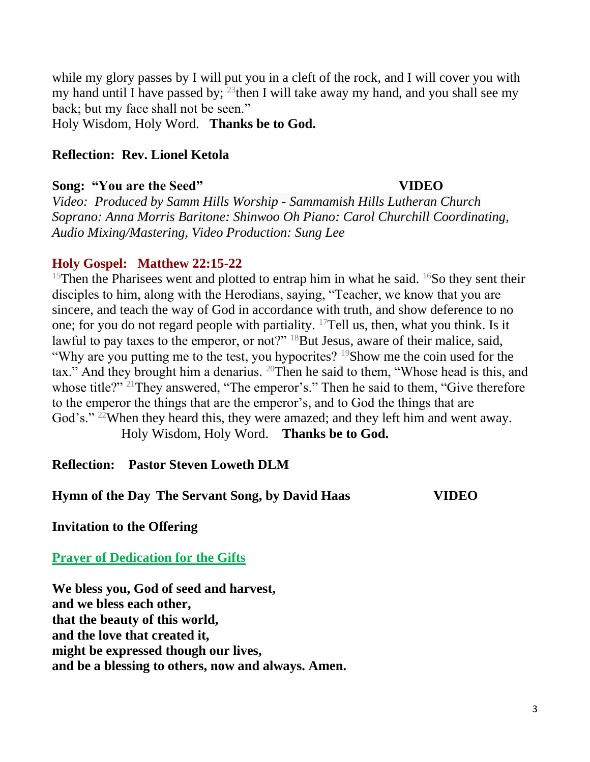while my glory passes by I will put you in a cleft of the rock, and I will cover you with my hand until I have passed by; [23]then I will take away my hand, and you shall see my back; but my face shall not be seen."
Holy Wisdom, Holy Word. **Thanks be to God.**

**Reflection: Rev. Lionel Ketola**

**Song: "You are the Seed"** **VIDEO**
*Video: Produced by Samm Hills Worship - Sammamish Hills Lutheran Church Soprano: Anna Morris Baritone: Shinwoo Oh Piano: Carol Churchill Coordinating, Audio Mixing/Mastering, Video Production: Sung Lee*

**Holy Gospel: Matthew 22:15-22**

[15]Then the Pharisees went and plotted to entrap him in what he said. [16]So they sent their disciples to him, along with the Herodians, saying, "Teacher, we know that you are sincere, and teach the way of God in accordance with truth, and show deference to no one; for you do not regard people with partiality. [17]Tell us, then, what you think. Is it lawful to pay taxes to the emperor, or not?" [18]But Jesus, aware of their malice, said, "Why are you putting me to the test, you hypocrites? [19]Show me the coin used for the tax." And they brought him a denarius. [20]Then he said to them, "Whose head is this, and whose title?" [21]They answered, "The emperor's." Then he said to them, "Give therefore to the emperor the things that are the emperor's, and to God the things that are God's." [22]When they heard this, they were amazed; and they left him and went away.
Holy Wisdom, Holy Word. **Thanks be to God.**

**Reflection: Pastor Steven Loweth DLM**

**Hymn of the Day The Servant Song, by David Haas** **VIDEO**

**Invitation to the Offering**

**Prayer of Dedication for the Gifts**

**We bless you, God of seed and harvest,**
**and we bless each other,**
**that the beauty of this world,**
**and the love that created it,**
**might be expressed though our lives,**
**and be a blessing to others, now and always. Amen.**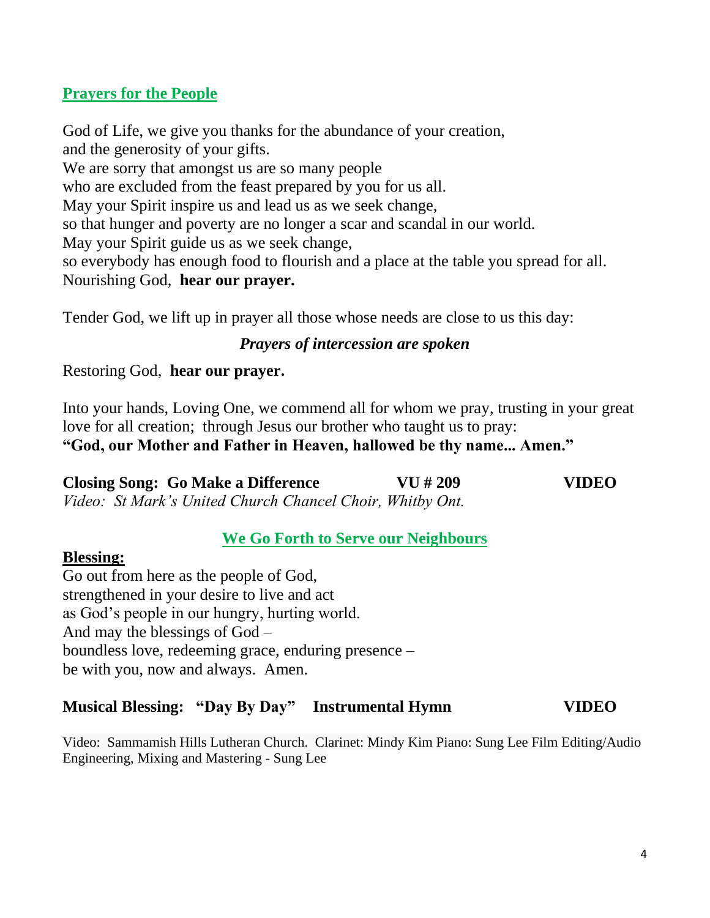## Prayers for the People

God of Life, we give you thanks for the abundance of your creation,
and the generosity of your gifts.
We are sorry that amongst us are so many people
who are excluded from the feast prepared by you for us all.
May your Spirit inspire us and lead us as we seek change,
so that hunger and poverty are no longer a scar and scandal in our world.
May your Spirit guide us as we seek change,
so everybody has enough food to flourish and a place at the table you spread for all.
Nourishing God, **hear our prayer.**

Tender God, we lift up in prayer all those whose needs are close to us this day:

***Prayers of intercession are spoken***

Restoring God, **hear our prayer.**

Into your hands, Loving One, we commend all for whom we pray, trusting in your great love for all creation; through Jesus our brother who taught us to pray:
**"God, our Mother and Father in Heaven, hallowed be thy name... Amen."**

**Closing Song: Go Make a Difference VU # 209 VIDEO**
*Video: St Mark's United Church Chancel Choir, Whitby Ont.*

## We Go Forth to Serve our Neighbours

**Blessing:**
Go out from here as the people of God,
strengthened in your desire to live and act
as God's people in our hungry, hurting world.
And may the blessings of God –
boundless love, redeeming grace, enduring presence –
be with you, now and always. Amen.

**Musical Blessing: "Day By Day" Instrumental Hymn VIDEO**

Video: Sammamish Hills Lutheran Church. Clarinet: Mindy Kim Piano: Sung Lee Film Editing/Audio Engineering, Mixing and Mastering - Sung Lee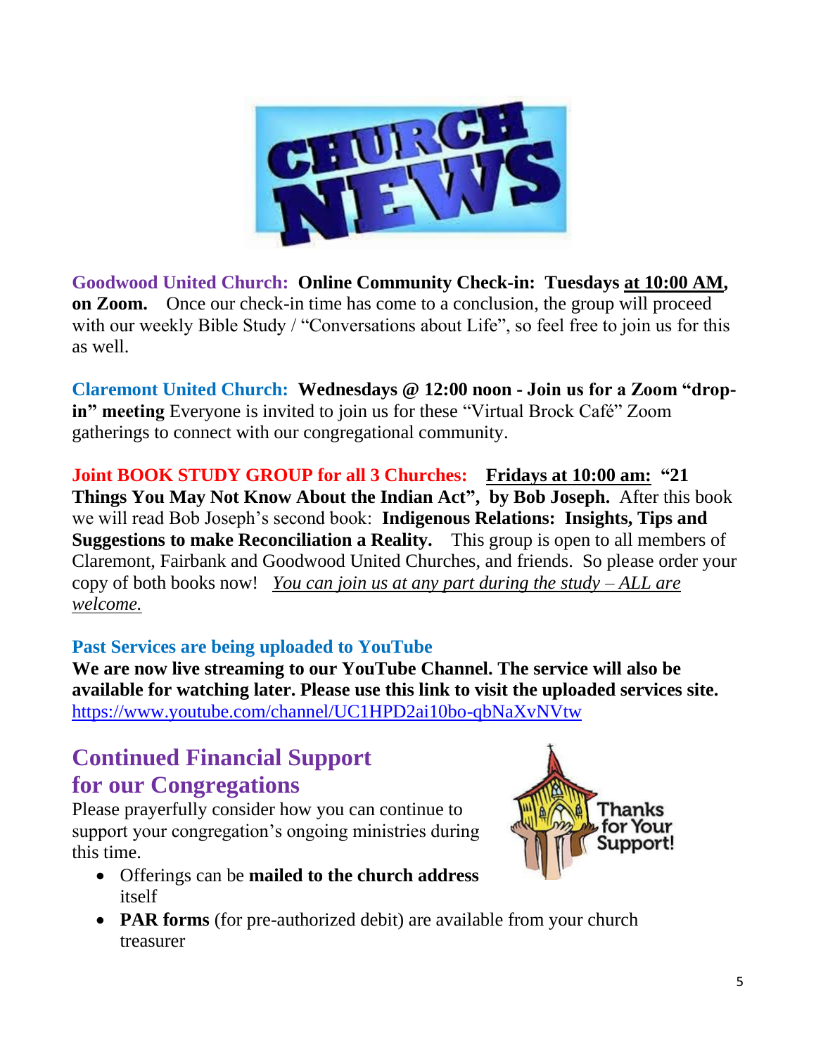**Goodwood United Church:** **Online Community Check-in: Tuesdays at 10:00 AM, on Zoom.** Once our check-in time has come to a conclusion, the group will proceed with our weekly Bible Study / "Conversations about Life", so feel free to join us for this as well.

**Claremont United Church:** **Wednesdays @ 12:00 noon - Join us for a Zoom "drop-in" meeting** Everyone is invited to join us for these "Virtual Brock Café" Zoom gatherings to connect with our congregational community.

**Joint BOOK STUDY GROUP for all 3 Churches:** **Fridays at 10:00 am:** **"21 Things You May Not Know About the Indian Act", by Bob Joseph.** After this book we will read Bob Joseph's second book: **Indigenous Relations: Insights, Tips and Suggestions to make Reconciliation a Reality.** This group is open to all members of Claremont, Fairbank and Goodwood United Churches, and friends. So please order your copy of both books now! *You can join us at any part during the study – ALL are welcome.*

**Past Services are being uploaded to YouTube**

**We are now live streaming to our YouTube Channel. The service will also be available for watching later. Please use this link to visit the uploaded services site.**
https://www.youtube.com/channel/UC1HPD2ai10bo-qbNaXvNVtw

## Continued Financial Support for our Congregations

Please prayerfully consider how you can continue to support your congregation's ongoing ministries during this time.

- Offerings can be **mailed to the church address** itself
- **PAR forms** (for pre-authorized debit) are available from your church treasurer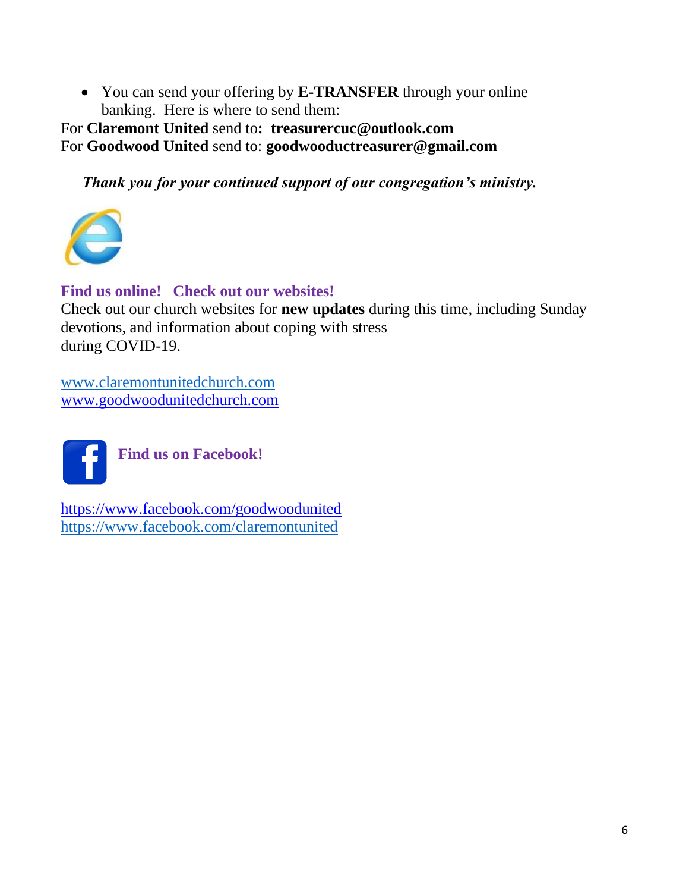- You can send your offering by **E-TRANSFER** through your online banking. Here is where to send them:

For **Claremont United** send to**: treasurercuc@outlook.com**
For **Goodwood United** send to: **goodwooductreasurer@gmail.com**

***Thank you for your continued support of our congregation's ministry.***

**Find us online! Check out our websites!**

Check out our church websites for **new updates** during this time, including Sunday devotions, and information about coping with stress during COVID-19.

www.claremontunitedchurch.com
www.goodwoodunitedchurch.com

**Find us on Facebook!**

https://www.facebook.com/goodwoodunited
https://www.facebook.com/claremontunited